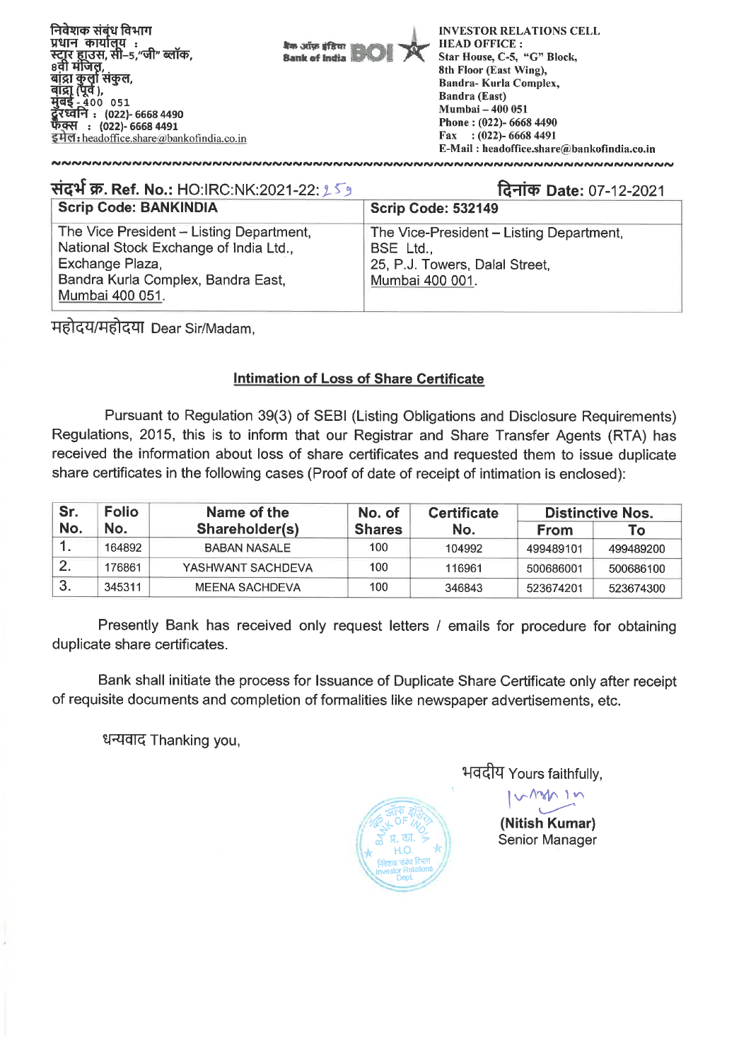निवेशक संबंध विभाग
प्रधान कार्यालय :
स्टार हाउस, सी–5,"जी" ब्लॉक,
8वी मंजिल,
बांद्रा कुर्ला संकुल,
बांद्रा (पूर्व ),
मुंबई - 400 051
दूरध्वनि : (022)- 6668 4490
फैक्स : (022)- 6668 4491
इमेल: headoffice.share@bankofindia.co.in

बैंक ऑफ़ इंडिया Bank of India BOI

**INVESTOR RELATIONS CELL**
**HEAD OFFICE :**
**Star House, C-5, "G" Block,**
**8th Floor (East Wing),**
**Bandra- Kurla Complex,**
**Bandra (East)**
**Mumbai – 400 051**
**Phone : (022)- 6668 4490**
**Fax : (022)- 6668 4491**
**E-Mail : headoffice.share@bankofindia.co.in**

**संदर्भ क्र. Ref. No.:** HO:IRC:NK:2021-22: 259

**दिनांक Date:** 07-12-2021

| **Scrip Code: BANKINDIA** | **Scrip Code: 532149** |
|---|---|
| The Vice President – Listing Department, National Stock Exchange of India Ltd., Exchange Plaza, Bandra Kurla Complex, Bandra East, Mumbai 400 051. | The Vice-President – Listing Department, BSE Ltd., 25, P.J. Towers, Dalal Street, Mumbai 400 001. |

महोदय/महोदया Dear Sir/Madam,

**Intimation of Loss of Share Certificate**

Pursuant to Regulation 39(3) of SEBI (Listing Obligations and Disclosure Requirements) Regulations, 2015, this is to inform that our Registrar and Share Transfer Agents (RTA) has received the information about loss of share certificates and requested them to issue duplicate share certificates in the following cases (Proof of date of receipt of intimation is enclosed):

| Sr. No. | Folio No. | Name of the Shareholder(s) | No. of Shares | Certificate No. | Distinctive Nos. | |
|---|---|---|---|---|---|---|
| | | | | | From | To |
| 1. | 164892 | BABAN NASALE | 100 | 104992 | 499489101 | 499489200 |
| 2. | 176861 | YASHWANT SACHDEVA | 100 | 116961 | 500686001 | 500686100 |
| 3. | 345311 | MEENA SACHDEVA | 100 | 346843 | 523674201 | 523674300 |

Presently Bank has received only request letters / emails for procedure for obtaining duplicate share certificates.

Bank shall initiate the process for Issuance of Duplicate Share Certificate only after receipt of requisite documents and completion of formalities like newspaper advertisements, etc.

धन्यवाद Thanking you,

भवदीय Yours faithfully,

**(Nitish Kumar)**
Senior Manager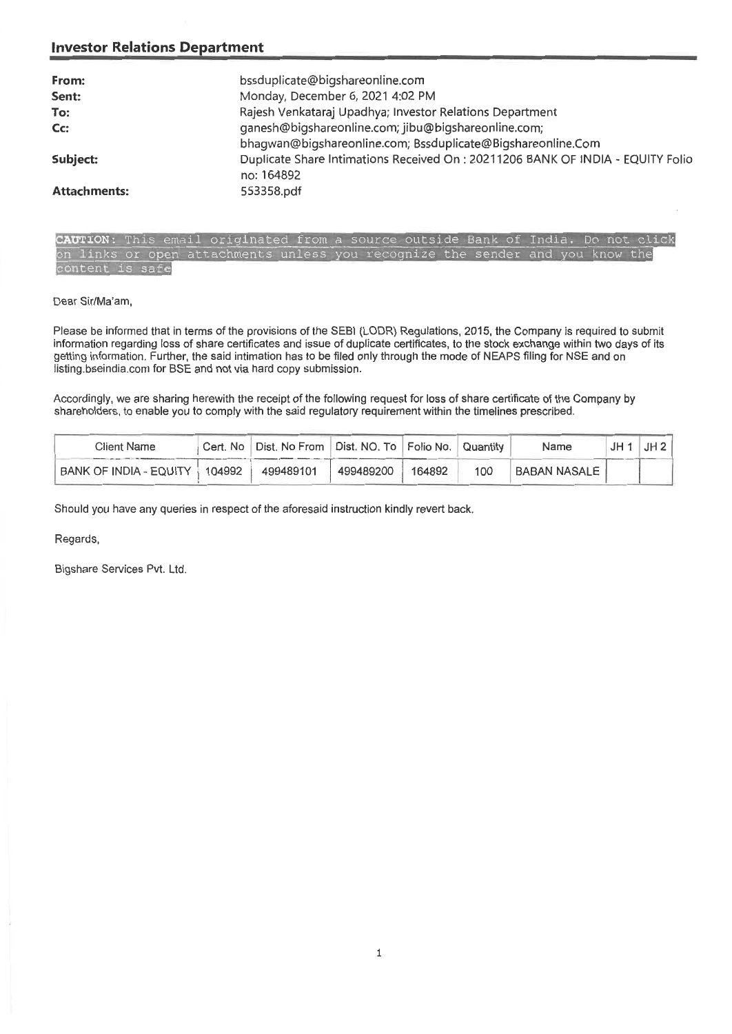## Investor Relations Department

| | |
|---|---|
| **From:** | bssduplicate@bigshareonline.com |
| **Sent:** | Monday, December 6, 2021 4:02 PM |
| **To:** | Rajesh Venkataraj Upadhya; Investor Relations Department |
| **Cc:** | ganesh@bigshareonline.com; jibu@bigshareonline.com; bhagwan@bigshareonline.com; Bssduplicate@Bigshareonline.Com |
| **Subject:** | Duplicate Share Intimations Received On : 20211206 BANK OF INDIA - EQUITY Folio no: 164892 |
| **Attachments:** | 553358.pdf |

**CAUTION**: This email originated from a source outside Bank of India. Do not click on links or open attachments unless you recognize the sender and you know the content is safe

Dear Sir/Ma'am,

Please be informed that in terms of the provisions of the SEBI (LODR) Regulations, 2015, the Company is required to submit information regarding loss of share certificates and issue of duplicate certificates, to the stock exchange within two days of its getting information. Further, the said intimation has to be filed only through the mode of NEAPS filing for NSE and on listing.bseindia.com for BSE and not via hard copy submission.

Accordingly, we are sharing herewith the receipt of the following request for loss of share certificate of the Company by shareholders, to enable you to comply with the said regulatory requirement within the timelines prescribed.

| Client Name | Cert. No | Dist. No From | Dist. NO. To | Folio No. | Quantity | Name | JH 1 | JH 2 |
|---|---|---|---|---|---|---|---|---|
| BANK OF INDIA - EQUITY | 104992 | 499489101 | 499489200 | 164892 | 100 | BABAN NASALE | | |

Should you have any queries in respect of the aforesaid instruction kindly revert back.

Regards,

Bigshare Services Pvt. Ltd.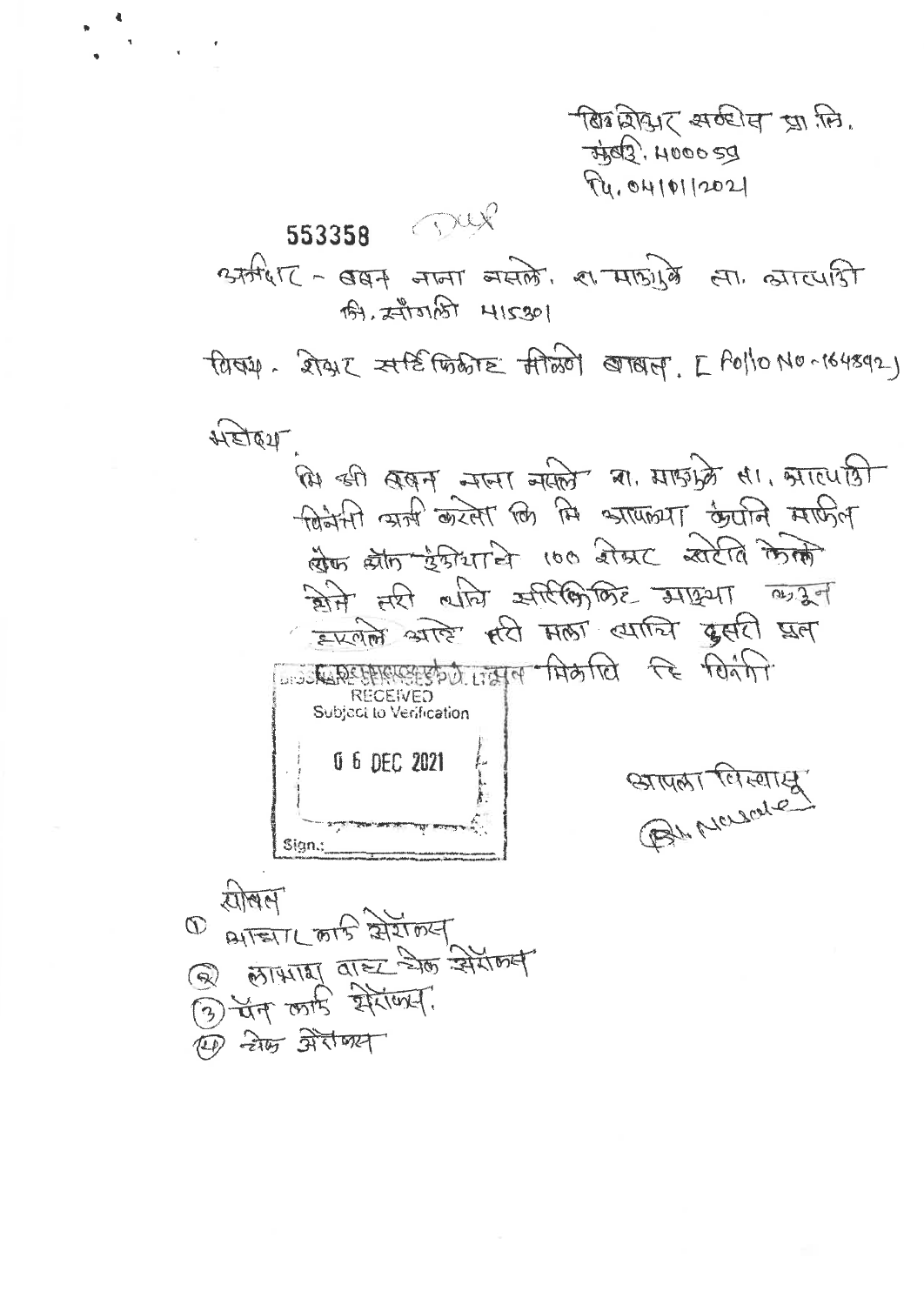बिगशेअर सर्व्हीस प्रा.लि.
मुंबई. 400059
दि. 04/01/2021

553358

अर्जदार - बबन नाना नसले. रा. माळुंके ता. आटपाडी
जि. सांगली 415301

विषय - शेअर सर्टिफिकेट मिळणे बाबत. [ Folio No - 164892 ]

महोदय,

मि श्री बबन नाना नसले रा. माळुंके ता. आटपाडी विनंती अर्ज करतो कि मि आपल्या कंपनि मार्फत बँक ऑफ इंडियाचे 100 शेअर खरेदि केले होते तरी त्याचे सर्टिफिकेट माझ्या कडुन हरवले आहे तरी मला त्याचि दुसरी प्रत मिळावि हि विनंती

BIGSHARE SERVICES PVT. LTD.
RECEIVED
Subject to Verification
06 DEC 2021
Sign.:

आपला विस्वासु
B.N. Nasale

सोबत
1. आधार कार्ड झेरॉक्स
2. लाभार्थ्यांचा बाह्य चेक झेरॉक्स
3. पॅन कार्ड झेरॉक्स.
4. चेक झेरॉक्स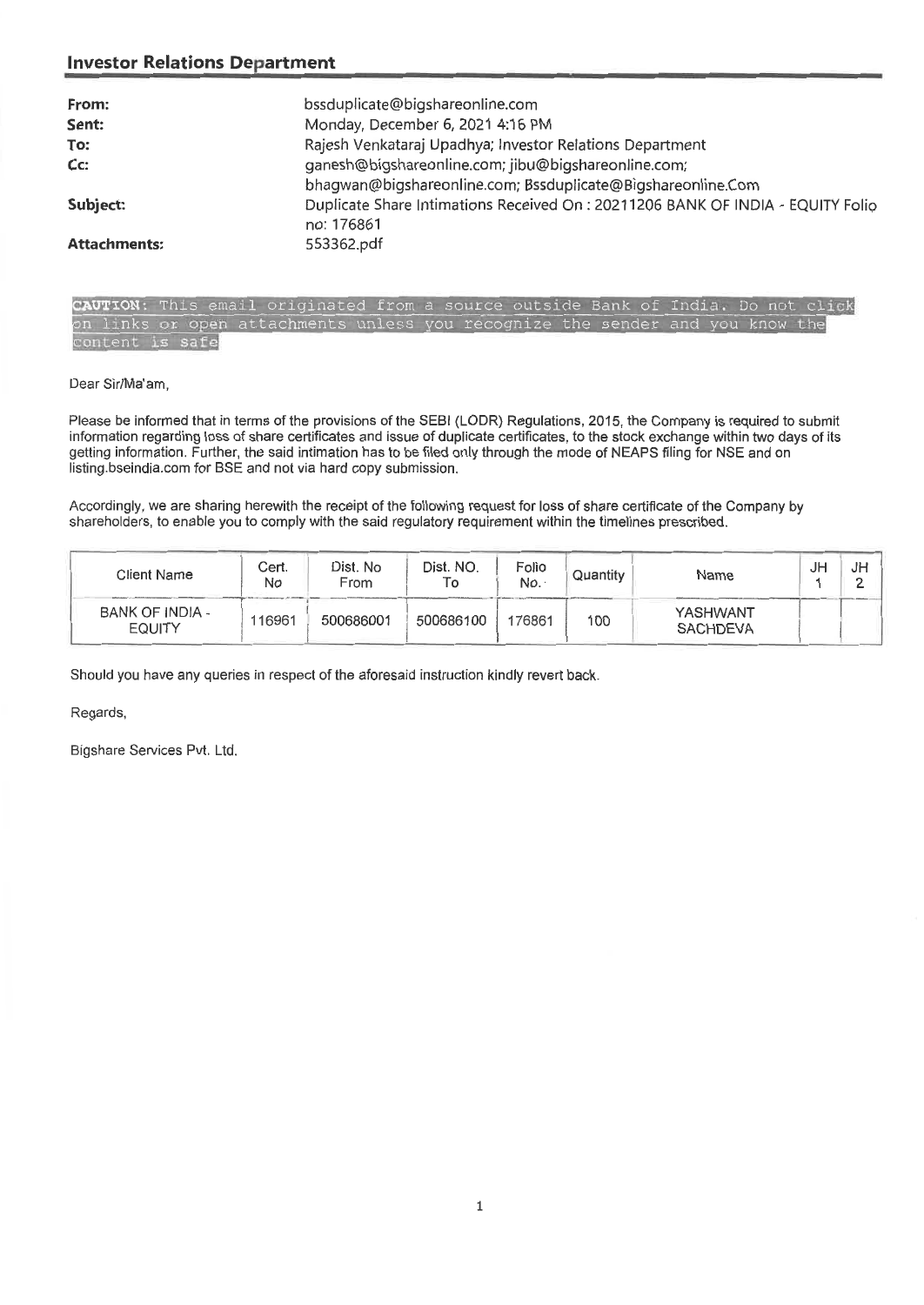## Investor Relations Department

| | |
|---|---|
| **From:** | bssduplicate@bigshareonline.com |
| **Sent:** | Monday, December 6, 2021 4:16 PM |
| **To:** | Rajesh Venkataraj Upadhya; Investor Relations Department |
| **Cc:** | ganesh@bigshareonline.com; jibu@bigshareonline.com; bhagwan@bigshareonline.com; Bssduplicate@Bigshareonline.Com |
| **Subject:** | Duplicate Share Intimations Received On : 20211206 BANK OF INDIA - EQUITY Folio no: 176861 |
| **Attachments:** | 553362.pdf |

**CAUTION:** This email originated from a source outside Bank of India. Do not click on links or open attachments unless you recognize the sender and you know the content is safe

Dear Sir/Ma'am,

Please be informed that in terms of the provisions of the SEBI (LODR) Regulations, 2015, the Company is required to submit information regarding loss of share certificates and issue of duplicate certificates, to the stock exchange within two days of its getting information. Further, the said intimation has to be filed only through the mode of NEAPS filing for NSE and on listing.bseindia.com for BSE and not via hard copy submission.

Accordingly, we are sharing herewith the receipt of the following request for loss of share certificate of the Company by shareholders, to enable you to comply with the said regulatory requirement within the timelines prescribed.

| Client Name | Cert. No | Dist. No From | Dist. NO. To | Folio No. | Quantity | Name | JH 1 | JH 2 |
|---|---|---|---|---|---|---|---|---|
| BANK OF INDIA - EQUITY | 116961 | 500686001 | 500686100 | 176861 | 100 | YASHWANT SACHDEVA | | |

Should you have any queries in respect of the aforesaid instruction kindly revert back.

Regards,

Bigshare Services Pvt. Ltd.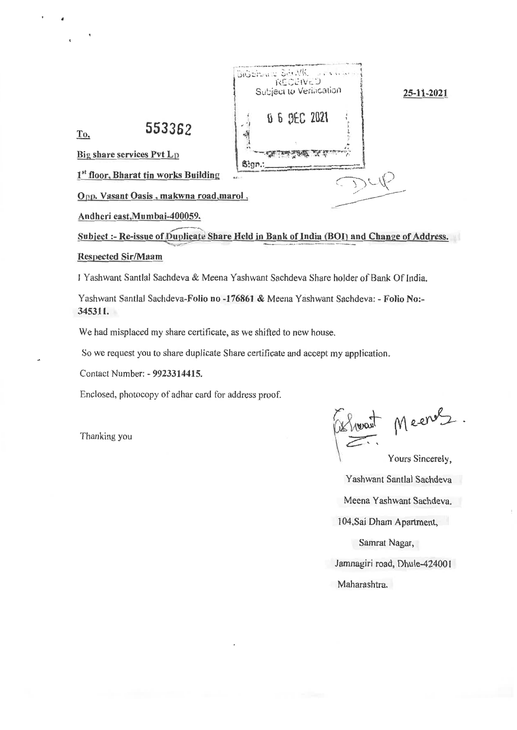25-11-2021

BIGSHARE SERVICES
RECEIVED
Subject to Verification

06 DEC 2021

Sign.:

DUP

553362

To,

**Big share services Pvt Ltd**

**1st floor, Bharat tin works Building**

**Opp. Vasant Oasis , makwna road,marol ,**

**Andheri east,Mumbai-400059.**

**Subject :- Re-issue of Duplicate Share Held in Bank of India (BOI) and Change of Address.**

**Respected Sir/Maam**

I Yashwant Santlal Sachdeva & Meena Yashwant Sachdeva Share holder of Bank Of India.

Yashwant Santlal Sachdeva-**Folio no -176861** & Meena Yashwant Sachdeva: - **Folio No:- 345311.**

We had misplaced my share certificate, as we shifted to new house.

So we request you to share duplicate Share certificate and accept my application.

Contact Number: - **9923314415.**

Enclosed, photocopy of adhar card for address proof.

Thanking you

Yours Sincerely,

Yashwant Santlal Sachdeva

Meena Yashwant Sachdeva.

104,Sai Dham Apartment,

Samrat Nagar,

Jamnagiri road, Dhule-424001

Maharashtra.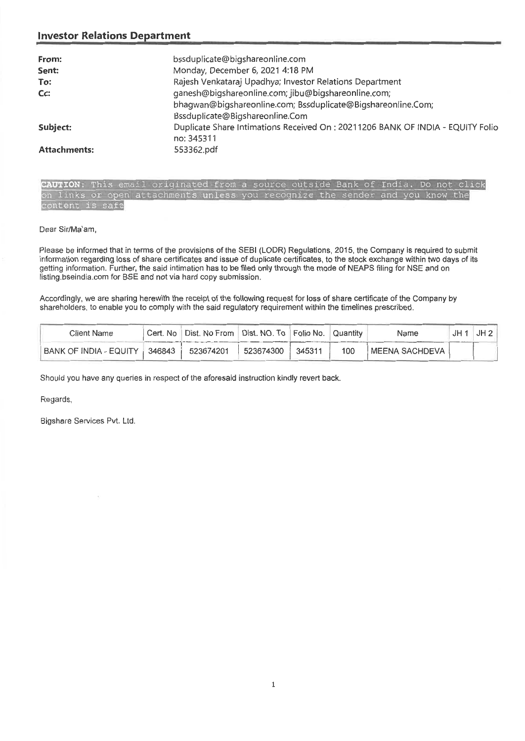## Investor Relations Department

| | |
|---|---|
| **From:** | bssduplicate@bigshareonline.com |
| **Sent:** | Monday, December 6, 2021 4:18 PM |
| **To:** | Rajesh Venkataraj Upadhya; Investor Relations Department |
| **Cc:** | ganesh@bigshareonline.com; jibu@bigshareonline.com; bhagwan@bigshareonline.com; Bssduplicate@Bigshareonline.Com; Bssduplicate@Bigshareonline.Com |
| **Subject:** | Duplicate Share Intimations Received On : 20211206 BANK OF INDIA - EQUITY Folio no: 345311 |
| **Attachments:** | 553362.pdf |

**CAUTION**: This email originated from a source outside Bank of India. Do not click on links or open attachments unless you recognize the sender and you know the content is safe

Dear Sir/Ma'am,

Please be informed that in terms of the provisions of the SEBI (LODR) Regulations, 2015, the Company is required to submit information regarding loss of share certificates and issue of duplicate certificates, to the stock exchange within two days of its getting information. Further, the said intimation has to be filed only through the mode of NEAPS filing for NSE and on listing.bseindia.com for BSE and not via hard copy submission.

Accordingly, we are sharing herewith the receipt of the following request for loss of share certificate of the Company by shareholders, to enable you to comply with the said regulatory requirement within the timelines prescribed.

| Client Name | Cert. No | Dist. No From | Dist. NO. To | Folio No. | Quantity | Name | JH 1 | JH 2 |
|---|---|---|---|---|---|---|---|---|
| BANK OF INDIA - EQUITY | 346843 | 523674201 | 523674300 | 345311 | 100 | MEENA SACHDEVA | | |

Should you have any queries in respect of the aforesaid instruction kindly revert back.

Regards,

Bigshare Services Pvt. Ltd.